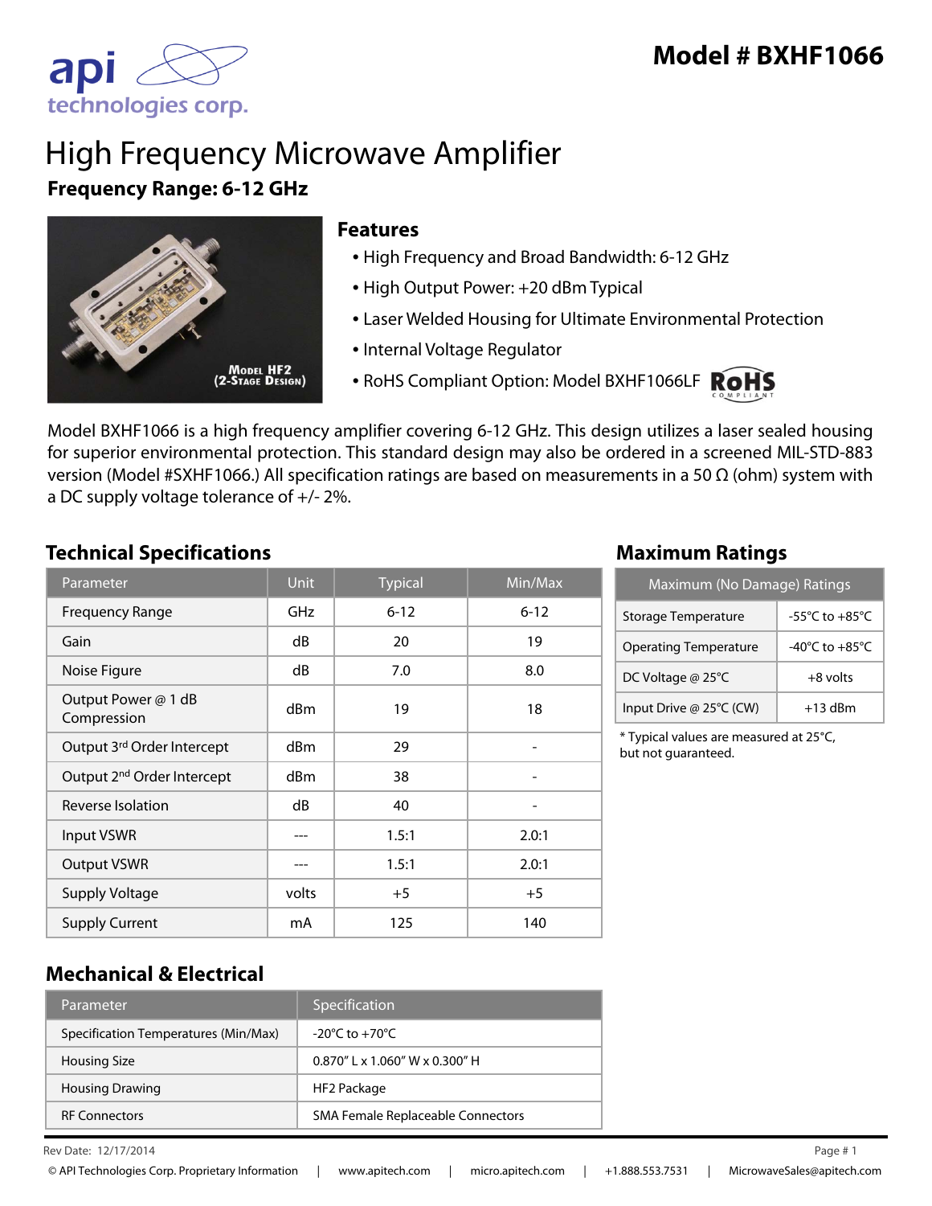api technologies corp.

# Model # BXHF1066

# High Frequency Microwave Amplifier

**Frequency Range: 6-12 GHz**

Model HF2 (2-Stage Design)

## Features

- High Frequency and Broad Bandwidth: 6-12 GHz
- High Output Power: +20 dBm Typical
- Laser Welded Housing for Ultimate Environmental Protection
- Internal Voltage Regulator
- RoHS Compliant Option: Model BXHF1066LF

Model BXHF1066 is a high frequency amplifier covering 6-12 GHz. This design utilizes a laser sealed housing for superior environmental protection. This standard design may also be ordered in a screened MIL-STD-883 version (Model #SXHF1066.) All specification ratings are based on measurements in a 50 Ω (ohm) system with a DC supply voltage tolerance of +/- 2%.

## Technical Specifications

| Parameter | Unit | Typical | Min/Max |
|---|---|---|---|
| Frequency Range | GHz | 6-12 | 6-12 |
| Gain | dB | 20 | 19 |
| Noise Figure | dB | 7.0 | 8.0 |
| Output Power @ 1 dB Compression | dBm | 19 | 18 |
| Output 3rd Order Intercept | dBm | 29 | - |
| Output 2nd Order Intercept | dBm | 38 | - |
| Reverse Isolation | dB | 40 | - |
| Input VSWR | --- | 1.5:1 | 2.0:1 |
| Output VSWR | --- | 1.5:1 | 2.0:1 |
| Supply Voltage | volts | +5 | +5 |
| Supply Current | mA | 125 | 140 |

## Maximum Ratings

| Maximum (No Damage) Ratings | |
|---|---|
| Storage Temperature | -55°C to +85°C |
| Operating Temperature | -40°C to +85°C |
| DC Voltage @ 25°C | +8 volts |
| Input Drive @ 25°C (CW) | +13 dBm |

* Typical values are measured at 25°C, but not guaranteed.

## Mechanical & Electrical

| Parameter | Specification |
|---|---|
| Specification Temperatures (Min/Max) | -20°C to +70°C |
| Housing Size | 0.870" L x 1.060" W x 0.300" H |
| Housing Drawing | HF2 Package |
| RF Connectors | SMA Female Replaceable Connectors |

Rev Date: 12/17/2014

© API Technologies Corp. Proprietary Information | www.apitech.com | micro.apitech.com | +1.888.553.7531 | MicrowaveSales@apitech.com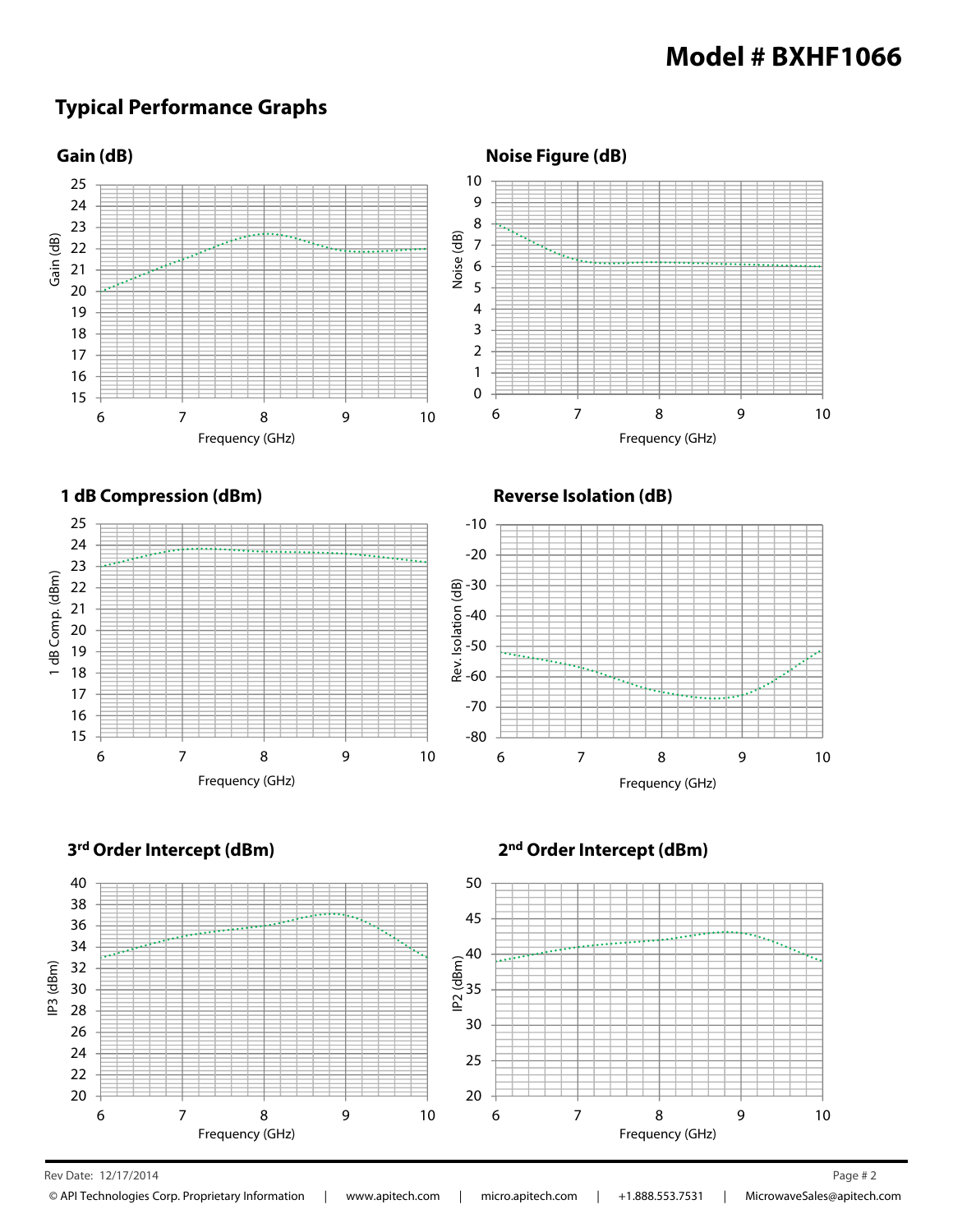# Model # BXHF1066

## Typical Performance Graphs

### Gain (dB)

Gain (dB)

25, 24, 23, 22, 21, 20, 19, 18, 17, 16, 15

6, 7, 8, 9, 10

Frequency (GHz)

### Noise Figure (dB)

Noise (dB)

10, 9, 8, 7, 6, 5, 4, 3, 2, 1, 0

6, 7, 8, 9, 10

Frequency (GHz)

### 1 dB Compression (dBm)

1 dB Comp. (dBm)

25, 24, 23, 22, 21, 20, 19, 18, 17, 16, 15

6, 7, 8, 9, 10

Frequency (GHz)

### Reverse Isolation (dB)

Rev. Isolation (dB)

-10, -20, -30, -40, -50, -60, -70, -80

6, 7, 8, 9, 10

Frequency (GHz)

### 3rd Order Intercept (dBm)

IP3 (dBm)

40, 38, 36, 34, 32, 30, 28, 26, 24, 22, 20

6, 7, 8, 9, 10

Frequency (GHz)

### 2nd Order Intercept (dBm)

IP2 (dBm)

50, 45, 40, 35, 30, 25, 20

6, 7, 8, 9, 10

Frequency (GHz)

Rev Date: 12/17/2014

© API Technologies Corp. Proprietary Information | www.apitech.com | micro.apitech.com | +1.888.553.7531 | MicrowaveSales@apitech.com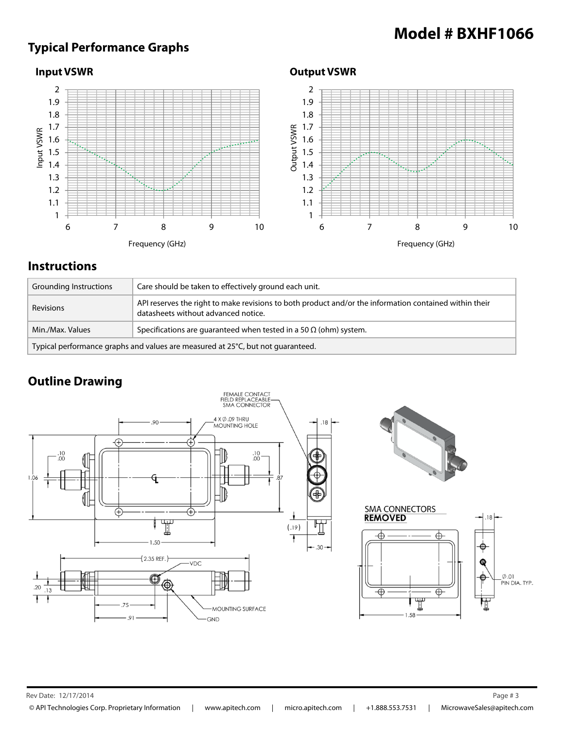# Model # BXHF1066

## Typical Performance Graphs

### Input VSWR

Input VSWR

2
1.9
1.8
1.7
1.6
1.5
1.4
1.3
1.2
1.1
1

6 7 8 9 10

Frequency (GHz)

### Output VSWR

Output VSWR

2
1.9
1.8
1.7
1.6
1.5
1.4
1.3
1.2
1.1
1

6 7 8 9 10

Frequency (GHz)

## Instructions

| | |
|---|---|
| Grounding Instructions | Care should be taken to effectively ground each unit. |
| Revisions | API reserves the right to make revisions to both product and/or the information contained within their datasheets without advanced notice. |
| Min./Max. Values | Specifications are guaranteed when tested in a 50 Ω (ohm) system. |
| Typical performance graphs and values are measured at 25°C, but not guaranteed. | |

## Outline Drawing

FEMALE CONTACT
FIELD REPLACEABLE
SMA CONNECTOR

.90

4 X Ø .09 THRU
MOUNTING HOLE

.18

.10
.00

.10
.00

1.06

.87

(.19)

1.50

.30

(2.35 REF.)

VDC

.20

.13

.75

.91

MOUNTING SURFACE

GND

SMA CONNECTORS
**REMOVED**

.18

Ø .01
PIN DIA. TYP.

1.58

Rev Date: 12/17/2014

© API Technologies Corp. Proprietary Information | www.apitech.com | micro.apitech.com | +1.888.553.7531 | MicrowaveSales@apitech.com